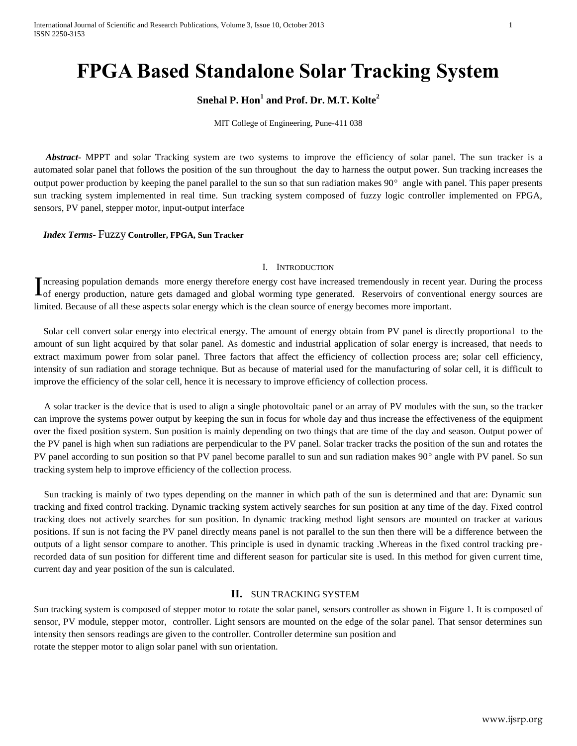# FPGA Based Standalone Solar Tracking System

**Snehal P. Hon[1] and Prof. Dr. M.T. Kolte[2]**

MIT College of Engineering, Pune-411 038

***Abstract-*** MPPT and solar Tracking system are two systems to improve the efficiency of solar panel. The sun tracker is a automated solar panel that follows the position of the sun throughout the day to harness the output power. Sun tracking increases the output power production by keeping the panel parallel to the sun so that sun radiation makes 90° angle with panel. This paper presents sun tracking system implemented in real time. Sun tracking system composed of fuzzy logic controller implemented on FPGA, sensors, PV panel, stepper motor, input-output interface

***Index Terms-*** Fuzzy **Controller, FPGA, Sun Tracker**

## I. Introduction

Increasing population demands more energy therefore energy cost have increased tremendously in recent year. During the process of energy production, nature gets damaged and global worming type generated. Reservoirs of conventional energy sources are limited. Because of all these aspects solar energy which is the clean source of energy becomes more important.

Solar cell convert solar energy into electrical energy. The amount of energy obtain from PV panel is directly proportional to the amount of sun light acquired by that solar panel. As domestic and industrial application of solar energy is increased, that needs to extract maximum power from solar panel. Three factors that affect the efficiency of collection process are; solar cell efficiency, intensity of sun radiation and storage technique. But as because of material used for the manufacturing of solar cell, it is difficult to improve the efficiency of the solar cell, hence it is necessary to improve efficiency of collection process.

A solar tracker is the device that is used to align a single photovoltaic panel or an array of PV modules with the sun, so the tracker can improve the systems power output by keeping the sun in focus for whole day and thus increase the effectiveness of the equipment over the fixed position system. Sun position is mainly depending on two things that are time of the day and season. Output power of the PV panel is high when sun radiations are perpendicular to the PV panel. Solar tracker tracks the position of the sun and rotates the PV panel according to sun position so that PV panel become parallel to sun and sun radiation makes 90° angle with PV panel. So sun tracking system help to improve efficiency of the collection process.

Sun tracking is mainly of two types depending on the manner in which path of the sun is determined and that are: Dynamic sun tracking and fixed control tracking. Dynamic tracking system actively searches for sun position at any time of the day. Fixed control tracking does not actively searches for sun position. In dynamic tracking method light sensors are mounted on tracker at various positions. If sun is not facing the PV panel directly means panel is not parallel to the sun then there will be a difference between the outputs of a light sensor compare to another. This principle is used in dynamic tracking .Whereas in the fixed control tracking pre-recorded data of sun position for different time and different season for particular site is used. In this method for given current time, current day and year position of the sun is calculated.

## II. Sun Tracking System

Sun tracking system is composed of stepper motor to rotate the solar panel, sensors controller as shown in Figure 1. It is composed of sensor, PV module, stepper motor, controller. Light sensors are mounted on the edge of the solar panel. That sensor determines sun intensity then sensors readings are given to the controller. Controller determine sun position and rotate the stepper motor to align solar panel with sun orientation.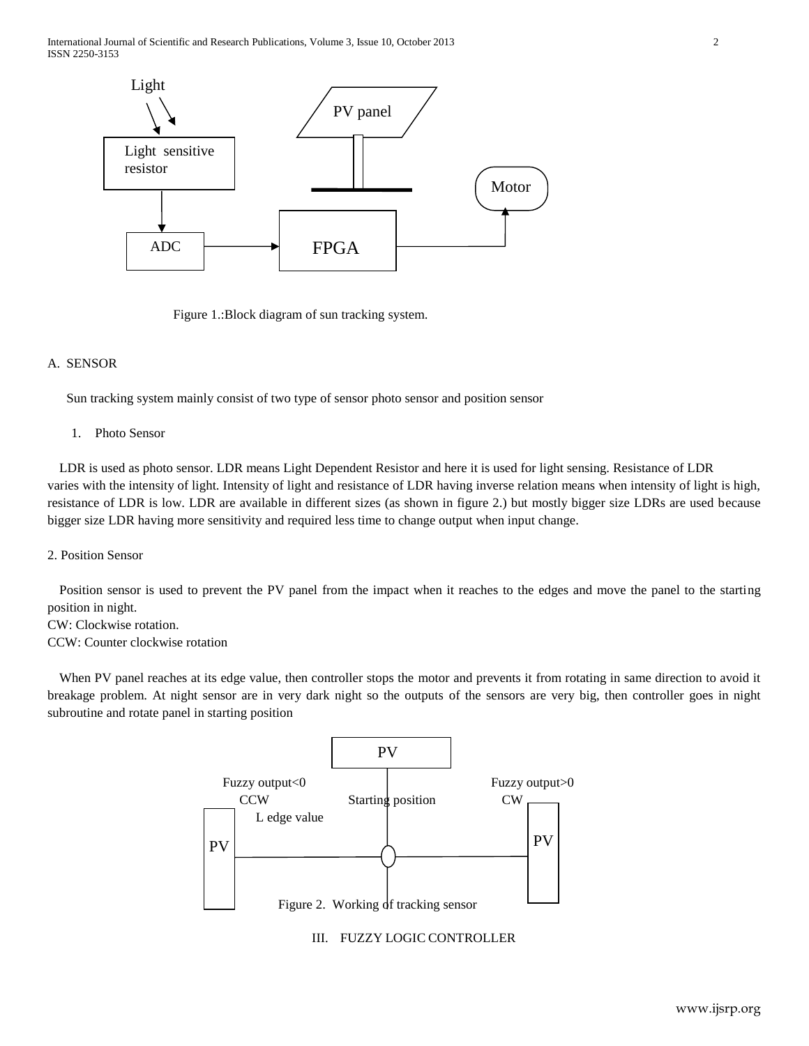Figure 1.:Block diagram of sun tracking system.

A. SENSOR

Sun tracking system mainly consist of two type of sensor photo sensor and position sensor

1. Photo Sensor

LDR is used as photo sensor. LDR means Light Dependent Resistor and here it is used for light sensing. Resistance of LDR varies with the intensity of light. Intensity of light and resistance of LDR having inverse relation means when intensity of light is high, resistance of LDR is low. LDR are available in different sizes (as shown in figure 2.) but mostly bigger size LDRs are used because bigger size LDR having more sensitivity and required less time to change output when input change.

2. Position Sensor

Position sensor is used to prevent the PV panel from the impact when it reaches to the edges and move the panel to the starting position in night.
CW: Clockwise rotation.
CCW: Counter clockwise rotation

When PV panel reaches at its edge value, then controller stops the motor and prevents it from rotating in same direction to avoid it breakage problem. At night sensor are in very dark night so the outputs of the sensors are very big, then controller goes in night subroutine and rotate panel in starting position

Figure 2. Working of tracking sensor

III. FUZZY LOGIC CONTROLLER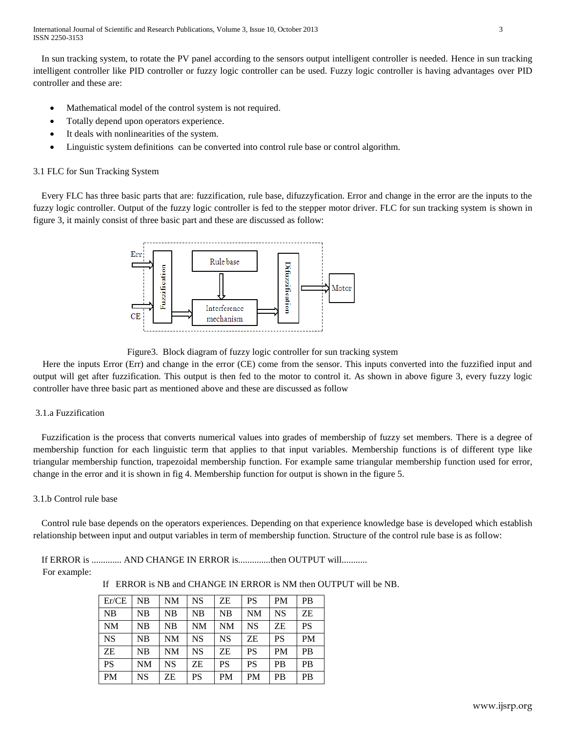In sun tracking system, to rotate the PV panel according to the sensors output intelligent controller is needed. Hence in sun tracking intelligent controller like PID controller or fuzzy logic controller can be used. Fuzzy logic controller is having advantages over PID controller and these are:

- Mathematical model of the control system is not required.
- Totally depend upon operators experience.
- It deals with nonlinearities of the system.
- Linguistic system definitions can be converted into control rule base or control algorithm.

### 3.1 FLC for Sun Tracking System

Every FLC has three basic parts that are: fuzzification, rule base, difuzzyfication. Error and change in the error are the inputs to the fuzzy logic controller. Output of the fuzzy logic controller is fed to the stepper motor driver. FLC for sun tracking system is shown in figure 3, it mainly consist of three basic part and these are discussed as follow:

Figure3. Block diagram of fuzzy logic controller for sun tracking system

Here the inputs Error (Err) and change in the error (CE) come from the sensor. This inputs converted into the fuzzified input and output will get after fuzzification. This output is then fed to the motor to control it. As shown in above figure 3, every fuzzy logic controller have three basic part as mentioned above and these are discussed as follow

#### 3.1.a Fuzzification

Fuzzification is the process that converts numerical values into grades of membership of fuzzy set members. There is a degree of membership function for each linguistic term that applies to that input variables. Membership functions is of different type like triangular membership function, trapezoidal membership function. For example same triangular membership function used for error, change in the error and it is shown in fig 4. Membership function for output is shown in the figure 5.

#### 3.1.b Control rule base

Control rule base depends on the operators experiences. Depending on that experience knowledge base is developed which establish relationship between input and output variables in term of membership function. Structure of the control rule base is as follow:

If ERROR is ............. AND CHANGE IN ERROR is..............then OUTPUT will...........

For example:

If ERROR is NB and CHANGE IN ERROR is NM then OUTPUT will be NB.

| Er/CE | NB | NM | NS | ZE | PS | PM | PB |
|---|---|---|---|---|---|---|---|
| NB | NB | NB | NB | NB | NM | NS | ZE |
| NM | NB | NB | NM | NM | NS | ZE | PS |
| NS | NB | NM | NS | NS | ZE | PS | PM |
| ZE | NB | NM | NS | ZE | PS | PM | PB |
| PS | NM | NS | ZE | PS | PS | PB | PB |
| PM | NS | ZE | PS | PM | PM | PB | PB |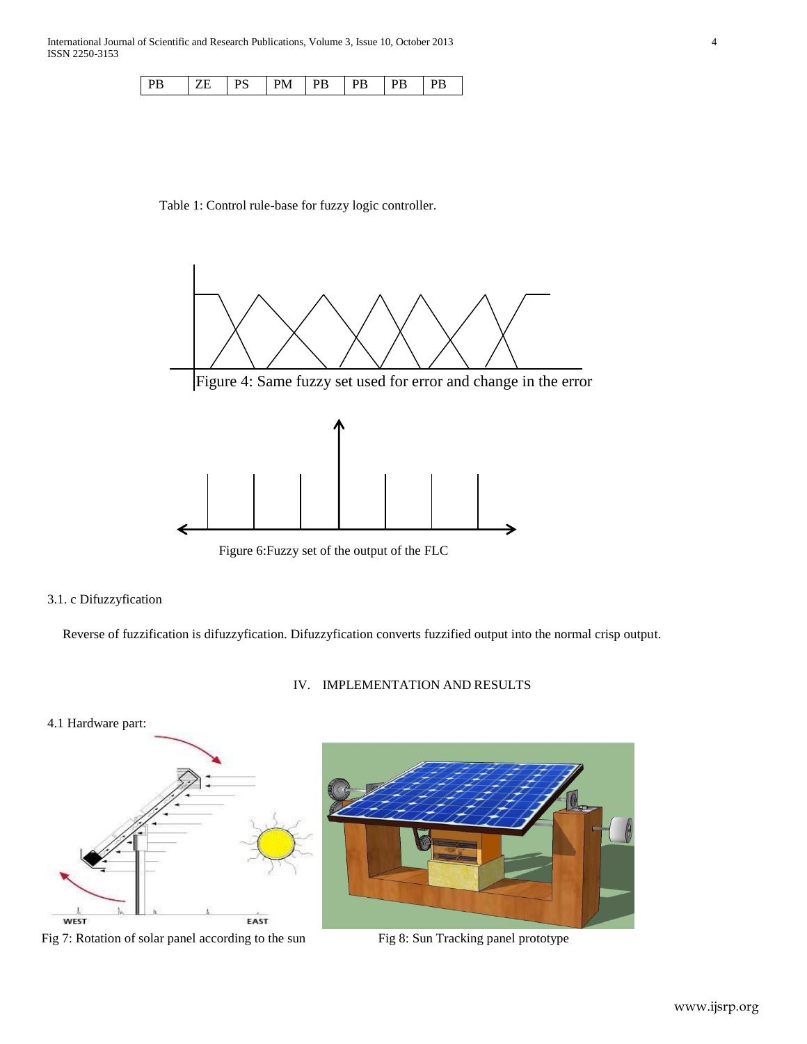| PB | ZE | PS | PM | PB | PB | PB | PB |
|---|---|---|---|---|---|---|---|

Table 1: Control rule-base for fuzzy logic controller.

Figure 4: Same fuzzy set used for error and change in the error

Figure 6:Fuzzy set of the output of the FLC

3.1. c Difuzzyfication

Reverse of fuzzification is difuzzyfication. Difuzzyfication converts fuzzified output into the normal crisp output.

## IV. IMPLEMENTATION AND RESULTS

4.1 Hardware part:

Fig 7: Rotation of solar panel according to the sun

Fig 8: Sun Tracking panel prototype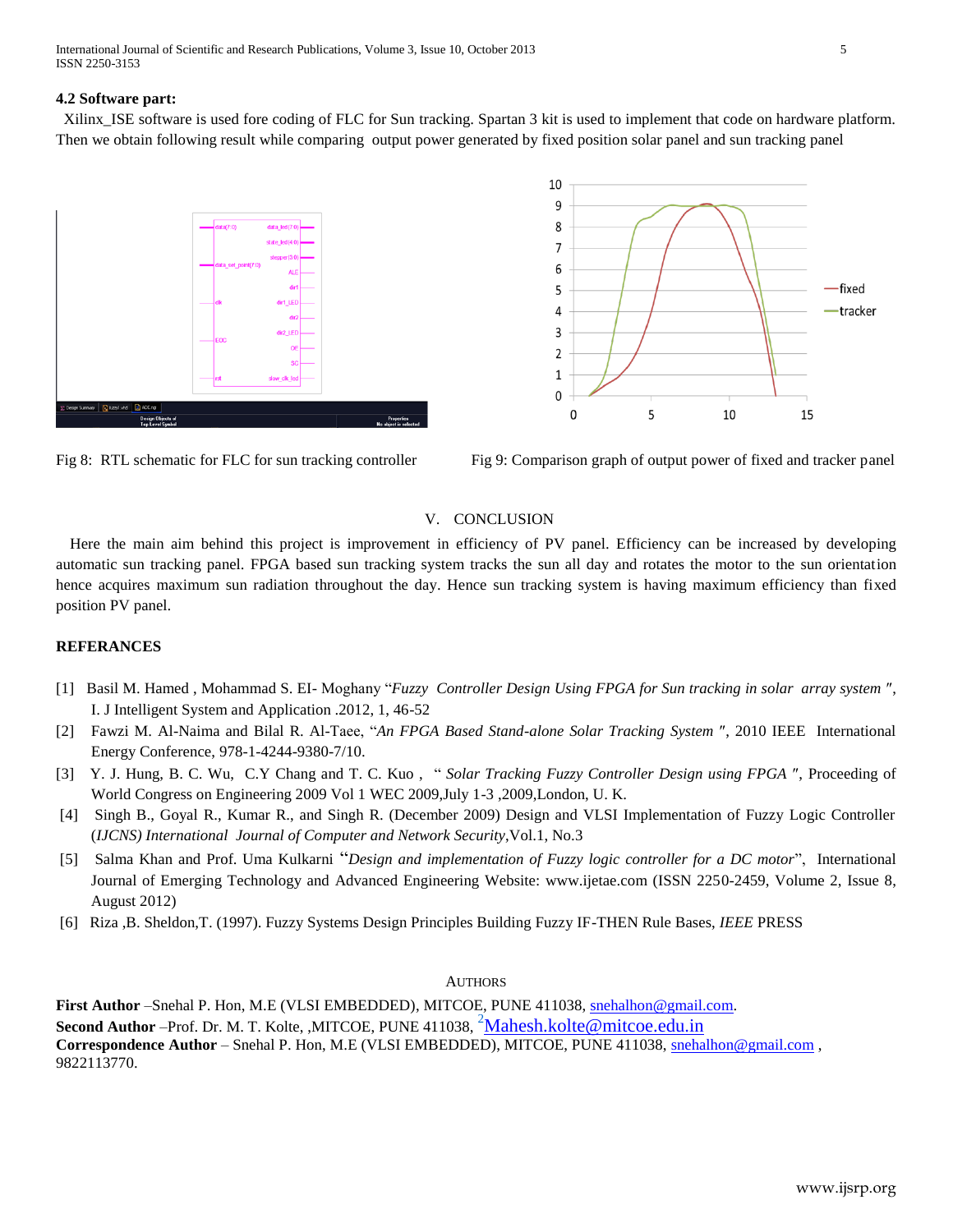### 4.2 Software part:

Xilinx_ISE software is used fore coding of FLC for Sun tracking. Spartan 3 kit is used to implement that code on hardware platform. Then we obtain following result while comparing output power generated by fixed position solar panel and sun tracking panel

Fig 8: RTL schematic for FLC for sun tracking controller

10
9
8
7
6
5
4
3
2
1
0
0
5
10
15
fixed
tracker

Fig 9: Comparison graph of output power of fixed and tracker panel

## V. CONCLUSION

Here the main aim behind this project is improvement in efficiency of PV panel. Efficiency can be increased by developing automatic sun tracking panel. FPGA based sun tracking system tracks the sun all day and rotates the motor to the sun orientation hence acquires maximum sun radiation throughout the day. Hence sun tracking system is having maximum efficiency than fixed position PV panel.

## REFERANCES

[1] Basil M. Hamed , Mohammad S. EI- Moghany "*Fuzzy Controller Design Using FPGA for Sun tracking in solar array system* ", I. J Intelligent System and Application .2012, 1, 46-52

[2] Fawzi M. Al-Naima and Bilal R. Al-Taee, "*An FPGA Based Stand-alone Solar Tracking System* ", 2010 IEEE International Energy Conference, 978-1-4244-9380-7/10.

[3] Y. J. Hung, B. C. Wu, C.Y Chang and T. C. Kuo , " *Solar Tracking Fuzzy Controller Design using FPGA* ", Proceeding of World Congress on Engineering 2009 Vol 1 WEC 2009,July 1-3 ,2009,London, U. K.

[4] Singh B., Goyal R., Kumar R., and Singh R. (December 2009) Design and VLSI Implementation of Fuzzy Logic Controller (*IJCNS) International Journal of Computer and Network Security*,Vol.1, No.3

[5] Salma Khan and Prof. Uma Kulkarni "*Design and implementation of Fuzzy logic controller for a DC motor*", International Journal of Emerging Technology and Advanced Engineering Website: www.ijetae.com (ISSN 2250-2459, Volume 2, Issue 8, August 2012)

[6] Riza ,B. Sheldon,T. (1997). Fuzzy Systems Design Principles Building Fuzzy IF-THEN Rule Bases, *IEEE* PRESS

AUTHORS

**First Author** –Snehal P. Hon, M.E (VLSI EMBEDDED), MITCOE, PUNE 411038, snehalhon@gmail.com.
**Second Author** –Prof. Dr. M. T. Kolte, ,MITCOE, PUNE 411038, [2]Mahesh.kolte@mitcoe.edu.in
**Correspondence Author** – Snehal P. Hon, M.E (VLSI EMBEDDED), MITCOE, PUNE 411038, snehalhon@gmail.com , 9822113770.